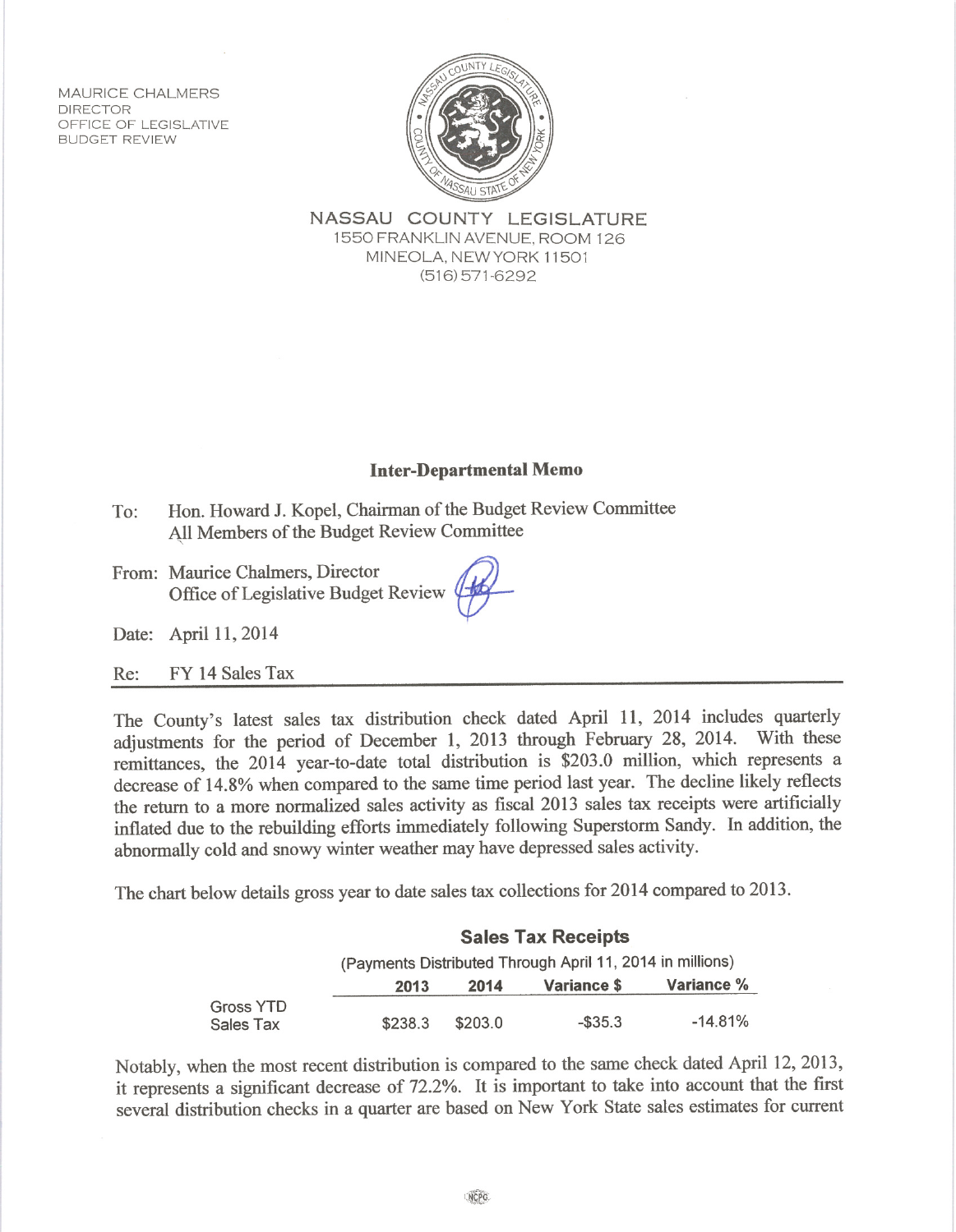MAURICE CHALMERS
DIRECTOR
OFFICE OF LEGISLATIVE
BUDGET REVIEW

NASSAU COUNTY LEGISLATURE
1550 FRANKLIN AVENUE, ROOM 126
MINEOLA, NEW YORK 11501
(516) 571-6292

## Inter-Departmental Memo

To: Hon. Howard J. Kopel, Chairman of the Budget Review Committee
All Members of the Budget Review Committee

From: Maurice Chalmers, Director
Office of Legislative Budget Review

Date: April 11, 2014

Re: FY 14 Sales Tax

The County's latest sales tax distribution check dated April 11, 2014 includes quarterly adjustments for the period of December 1, 2013 through February 28, 2014. With these remittances, the 2014 year-to-date total distribution is $203.0 million, which represents a decrease of 14.8% when compared to the same time period last year. The decline likely reflects the return to a more normalized sales activity as fiscal 2013 sales tax receipts were artificially inflated due to the rebuilding efforts immediately following Superstorm Sandy. In addition, the abnormally cold and snowy winter weather may have depressed sales activity.

The chart below details gross year to date sales tax collections for 2014 compared to 2013.

**Sales Tax Receipts**

(Payments Distributed Through April 11, 2014 in millions)

| | 2013 | 2014 | Variance $ | Variance % |
|---|---|---|---|---|
| Gross YTD Sales Tax | $238.3 | $203.0 | -$35.3 | -14.81% |

Notably, when the most recent distribution is compared to the same check dated April 12, 2013, it represents a significant decrease of 72.2%. It is important to take into account that the first several distribution checks in a quarter are based on New York State sales estimates for current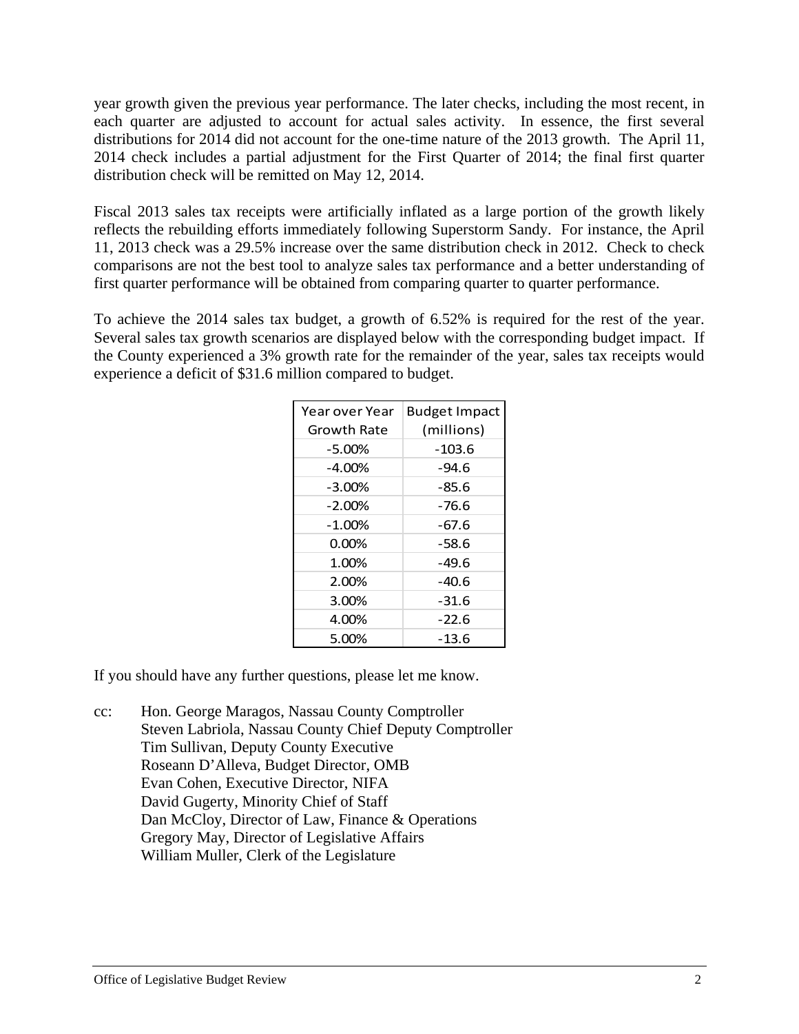year growth given the previous year performance. The later checks, including the most recent, in each quarter are adjusted to account for actual sales activity. In essence, the first several distributions for 2014 did not account for the one-time nature of the 2013 growth. The April 11, 2014 check includes a partial adjustment for the First Quarter of 2014; the final first quarter distribution check will be remitted on May 12, 2014.

Fiscal 2013 sales tax receipts were artificially inflated as a large portion of the growth likely reflects the rebuilding efforts immediately following Superstorm Sandy. For instance, the April 11, 2013 check was a 29.5% increase over the same distribution check in 2012. Check to check comparisons are not the best tool to analyze sales tax performance and a better understanding of first quarter performance will be obtained from comparing quarter to quarter performance.

To achieve the 2014 sales tax budget, a growth of 6.52% is required for the rest of the year. Several sales tax growth scenarios are displayed below with the corresponding budget impact. If the County experienced a 3% growth rate for the remainder of the year, sales tax receipts would experience a deficit of $31.6 million compared to budget.

| Year over Year Growth Rate | Budget Impact (millions) |
|---|---|
| -5.00% | -103.6 |
| -4.00% | -94.6 |
| -3.00% | -85.6 |
| -2.00% | -76.6 |
| -1.00% | -67.6 |
| 0.00% | -58.6 |
| 1.00% | -49.6 |
| 2.00% | -40.6 |
| 3.00% | -31.6 |
| 4.00% | -22.6 |
| 5.00% | -13.6 |

If you should have any further questions, please let me know.

cc: Hon. George Maragos, Nassau County Comptroller
Steven Labriola, Nassau County Chief Deputy Comptroller
Tim Sullivan, Deputy County Executive
Roseann D'Alleva, Budget Director, OMB
Evan Cohen, Executive Director, NIFA
David Gugerty, Minority Chief of Staff
Dan McCloy, Director of Law, Finance & Operations
Gregory May, Director of Legislative Affairs
William Muller, Clerk of the Legislature